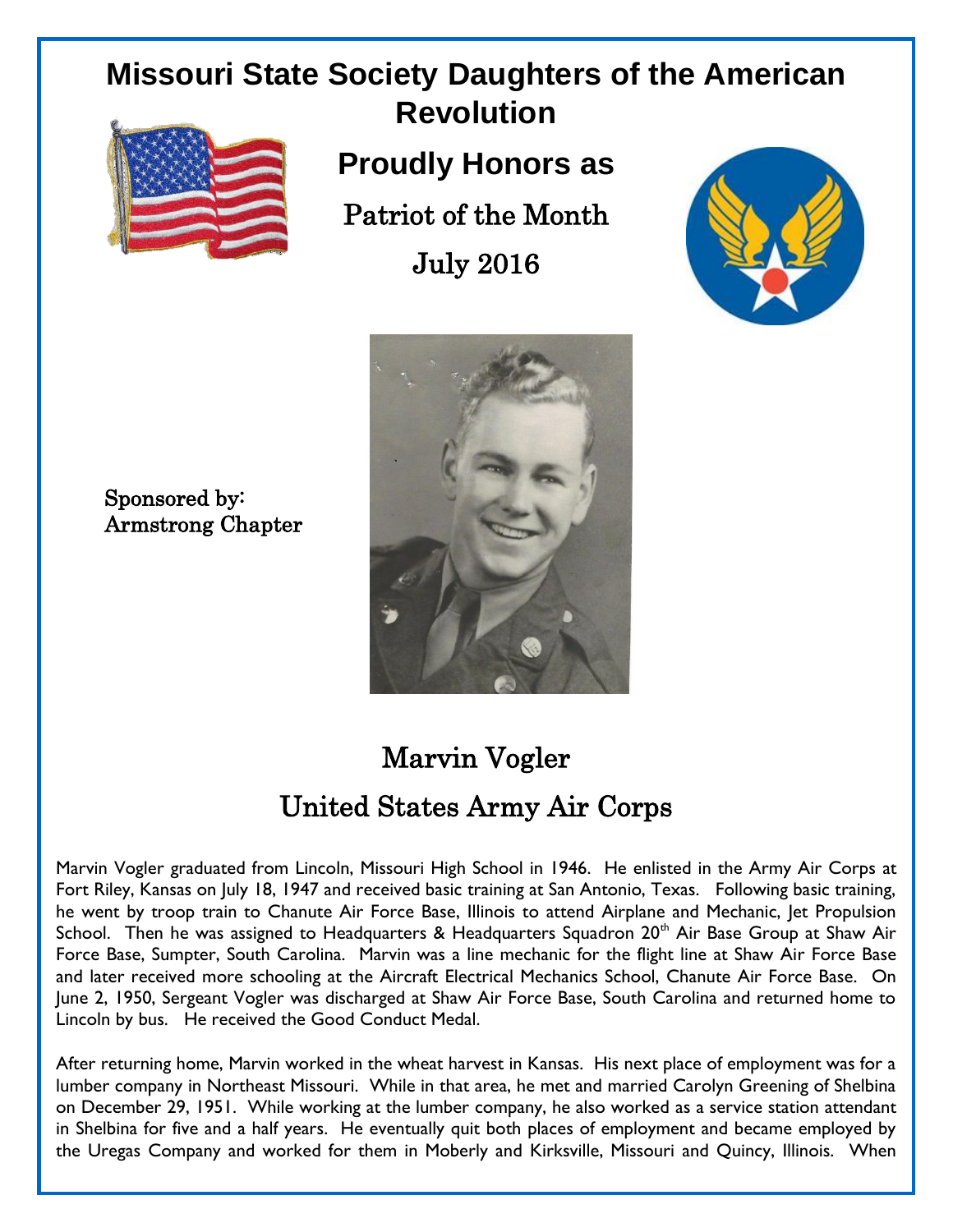# Missouri State Society Daughters of the American Revolution

## Proudly Honors as

Patriot of the Month

July 2016

Sponsored by:
Armstrong Chapter

## Marvin Vogler

## United States Army Air Corps

Marvin Vogler graduated from Lincoln, Missouri High School in 1946. He enlisted in the Army Air Corps at Fort Riley, Kansas on July 18, 1947 and received basic training at San Antonio, Texas. Following basic training, he went by troop train to Chanute Air Force Base, Illinois to attend Airplane and Mechanic, Jet Propulsion School. Then he was assigned to Headquarters & Headquarters Squadron 20th Air Base Group at Shaw Air Force Base, Sumpter, South Carolina. Marvin was a line mechanic for the flight line at Shaw Air Force Base and later received more schooling at the Aircraft Electrical Mechanics School, Chanute Air Force Base. On June 2, 1950, Sergeant Vogler was discharged at Shaw Air Force Base, South Carolina and returned home to Lincoln by bus. He received the Good Conduct Medal.

After returning home, Marvin worked in the wheat harvest in Kansas. His next place of employment was for a lumber company in Northeast Missouri. While in that area, he met and married Carolyn Greening of Shelbina on December 29, 1951. While working at the lumber company, he also worked as a service station attendant in Shelbina for five and a half years. He eventually quit both places of employment and became employed by the Uregas Company and worked for them in Moberly and Kirksville, Missouri and Quincy, Illinois. When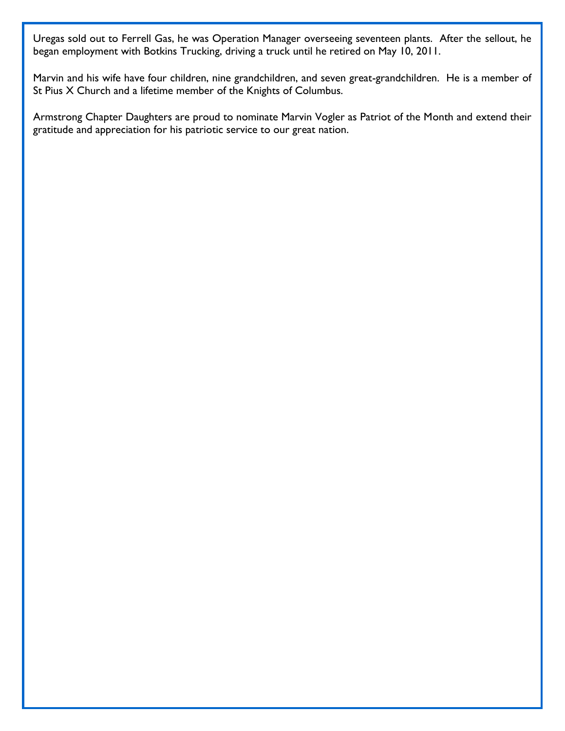Uregas sold out to Ferrell Gas, he was Operation Manager overseeing seventeen plants. After the sellout, he began employment with Botkins Trucking, driving a truck until he retired on May 10, 2011.

Marvin and his wife have four children, nine grandchildren, and seven great-grandchildren. He is a member of St Pius X Church and a lifetime member of the Knights of Columbus.

Armstrong Chapter Daughters are proud to nominate Marvin Vogler as Patriot of the Month and extend their gratitude and appreciation for his patriotic service to our great nation.